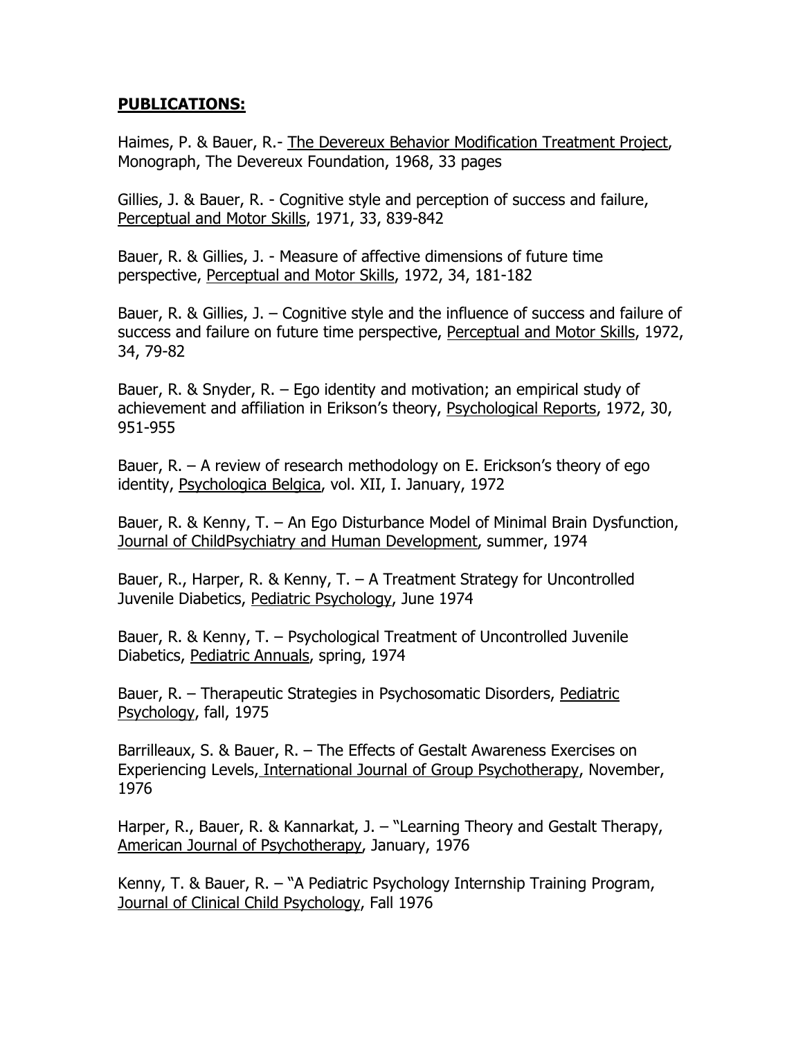**PUBLICATIONS:**

Haimes, P. & Bauer, R.- The Devereux Behavior Modification Treatment Project, Monograph, The Devereux Foundation, 1968, 33 pages

Gillies, J. & Bauer, R. - Cognitive style and perception of success and failure, Perceptual and Motor Skills, 1971, 33, 839-842

Bauer, R. & Gillies, J. - Measure of affective dimensions of future time perspective, Perceptual and Motor Skills, 1972, 34, 181-182

Bauer, R. & Gillies, J. – Cognitive style and the influence of success and failure of success and failure on future time perspective, Perceptual and Motor Skills, 1972, 34, 79-82

Bauer, R. & Snyder, R. – Ego identity and motivation; an empirical study of achievement and affiliation in Erikson's theory, Psychological Reports, 1972, 30, 951-955

Bauer, R. – A review of research methodology on E. Erickson's theory of ego identity, Psychologica Belgica, vol. XII, I. January, 1972

Bauer, R. & Kenny, T. – An Ego Disturbance Model of Minimal Brain Dysfunction, Journal of ChildPsychiatry and Human Development, summer, 1974

Bauer, R., Harper, R. & Kenny, T. – A Treatment Strategy for Uncontrolled Juvenile Diabetics, Pediatric Psychology, June 1974

Bauer, R. & Kenny, T. – Psychological Treatment of Uncontrolled Juvenile Diabetics, Pediatric Annuals, spring, 1974

Bauer, R. – Therapeutic Strategies in Psychosomatic Disorders, Pediatric Psychology, fall, 1975

Barrilleaux, S. & Bauer, R. – The Effects of Gestalt Awareness Exercises on Experiencing Levels, International Journal of Group Psychotherapy, November, 1976

Harper, R., Bauer, R. & Kannarkat, J. – "Learning Theory and Gestalt Therapy, American Journal of Psychotherapy, January, 1976

Kenny, T. & Bauer, R. – "A Pediatric Psychology Internship Training Program, Journal of Clinical Child Psychology, Fall 1976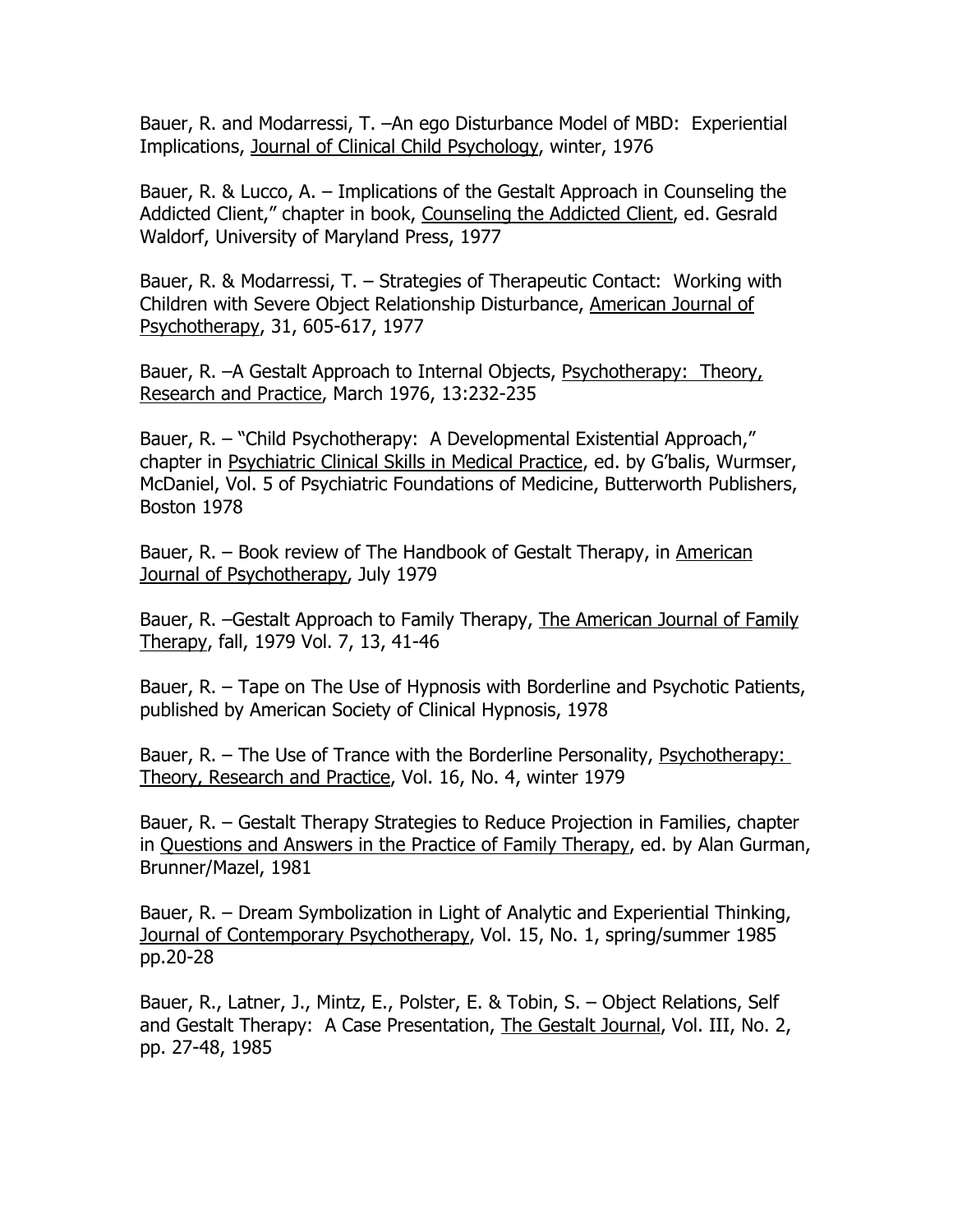Bauer, R. and Modarressi, T. –An ego Disturbance Model of MBD: Experiential Implications, Journal of Clinical Child Psychology, winter, 1976

Bauer, R. & Lucco, A. – Implications of the Gestalt Approach in Counseling the Addicted Client," chapter in book, Counseling the Addicted Client, ed. Gesrald Waldorf, University of Maryland Press, 1977

Bauer, R. & Modarressi, T. – Strategies of Therapeutic Contact: Working with Children with Severe Object Relationship Disturbance, American Journal of Psychotherapy, 31, 605-617, 1977

Bauer, R. –A Gestalt Approach to Internal Objects, Psychotherapy: Theory, Research and Practice, March 1976, 13:232-235

Bauer, R. – "Child Psychotherapy: A Developmental Existential Approach," chapter in Psychiatric Clinical Skills in Medical Practice, ed. by G'balis, Wurmser, McDaniel, Vol. 5 of Psychiatric Foundations of Medicine, Butterworth Publishers, Boston 1978

Bauer, R. – Book review of The Handbook of Gestalt Therapy, in American Journal of Psychotherapy, July 1979

Bauer, R. –Gestalt Approach to Family Therapy, The American Journal of Family Therapy, fall, 1979 Vol. 7, 13, 41-46

Bauer, R. – Tape on The Use of Hypnosis with Borderline and Psychotic Patients, published by American Society of Clinical Hypnosis, 1978

Bauer, R. – The Use of Trance with the Borderline Personality, Psychotherapy: Theory, Research and Practice, Vol. 16, No. 4, winter 1979

Bauer, R. – Gestalt Therapy Strategies to Reduce Projection in Families, chapter in Questions and Answers in the Practice of Family Therapy, ed. by Alan Gurman, Brunner/Mazel, 1981

Bauer, R. – Dream Symbolization in Light of Analytic and Experiential Thinking, Journal of Contemporary Psychotherapy, Vol. 15, No. 1, spring/summer 1985 pp.20-28

Bauer, R., Latner, J., Mintz, E., Polster, E. & Tobin, S. – Object Relations, Self and Gestalt Therapy: A Case Presentation, The Gestalt Journal, Vol. III, No. 2, pp. 27-48, 1985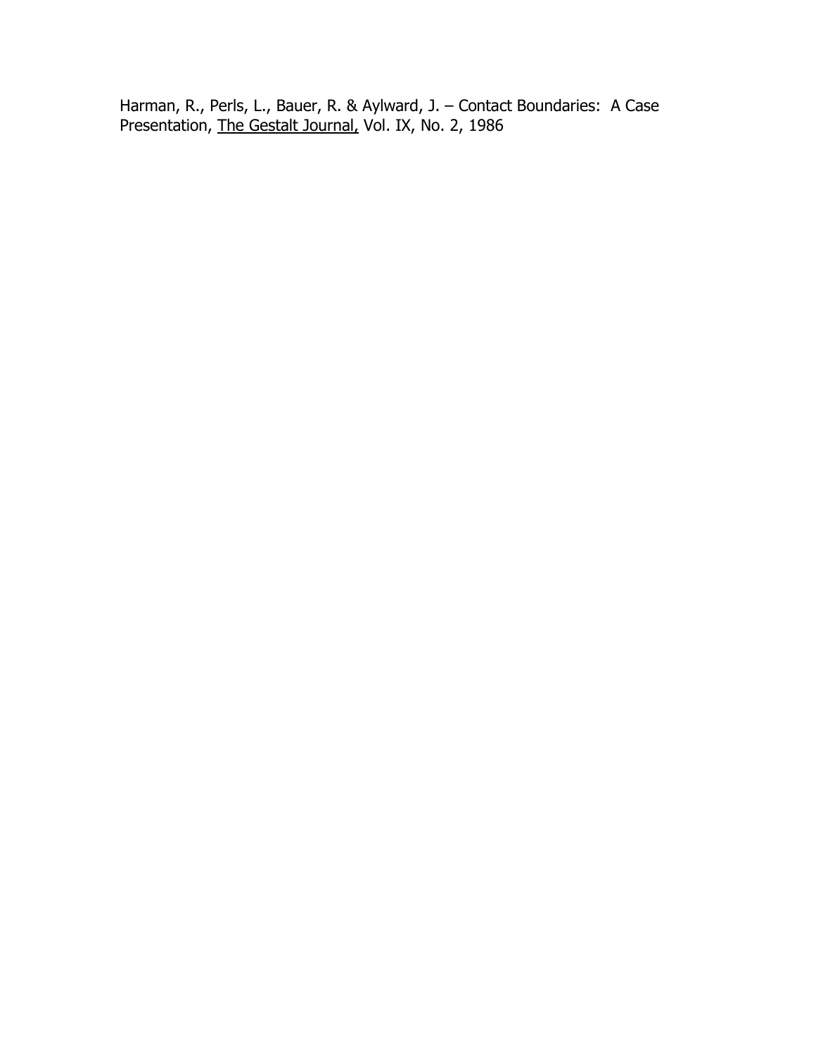Harman, R., Perls, L., Bauer, R. & Aylward, J. – Contact Boundaries: A Case Presentation, The Gestalt Journal, Vol. IX, No. 2, 1986